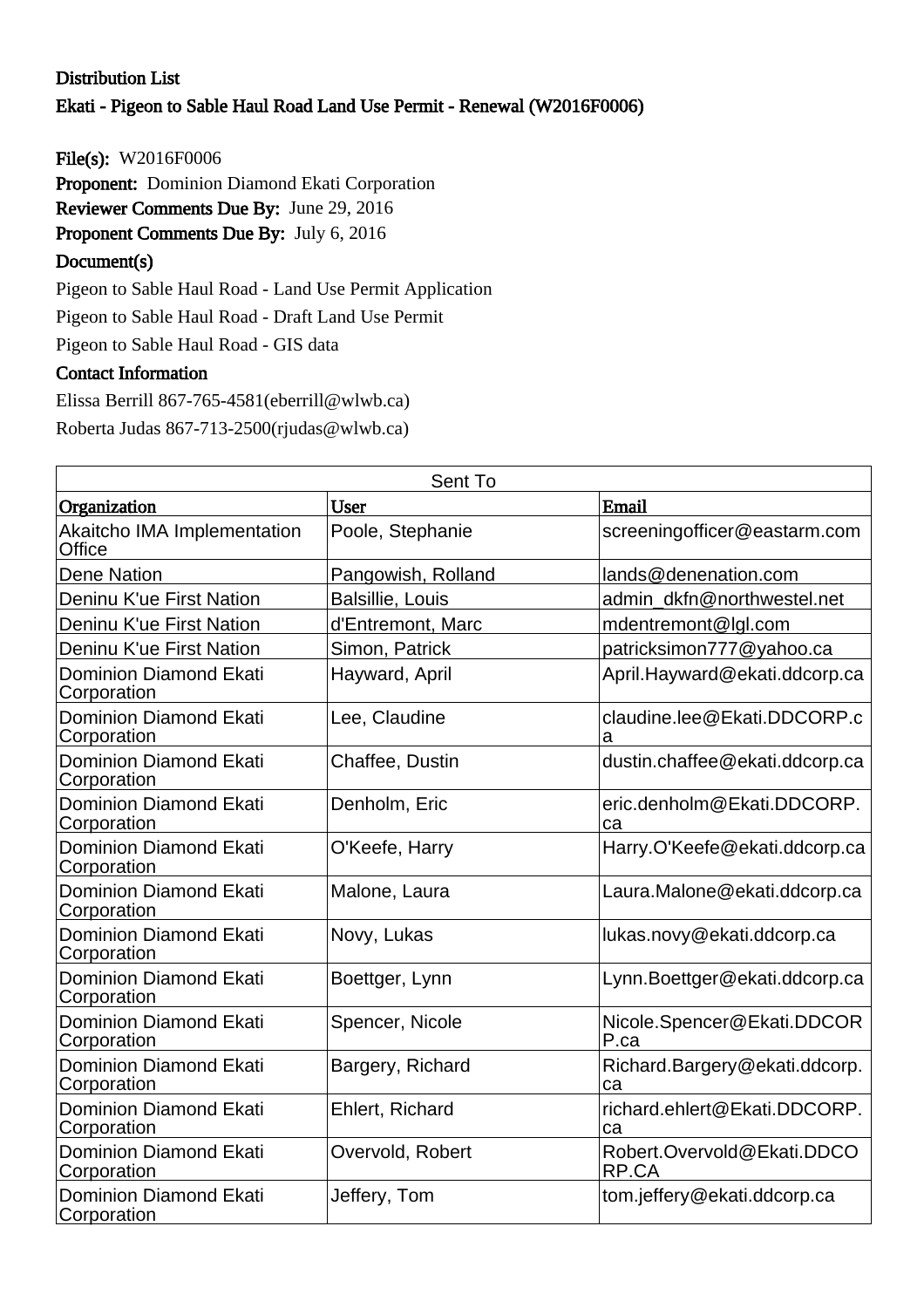# Distribution List

## Ekati - Pigeon to Sable Haul Road Land Use Permit - Renewal (W2016F0006)

**File(s):** W2016F0006

**Proponent:** Dominion Diamond Ekati Corporation

**Reviewer Comments Due By:** June 29, 2016

**Proponent Comments Due By:** July 6, 2016

### Document(s)

Pigeon to Sable Haul Road - Land Use Permit Application

Pigeon to Sable Haul Road - Draft Land Use Permit

Pigeon to Sable Haul Road - GIS data

### Contact Information

Elissa Berrill 867-765-4581(eberrill@wlwb.ca)

Roberta Judas 867-713-2500(rjudas@wlwb.ca)

| Sent To | | |
|---|---|---|
| **Organization** | **User** | **Email** |
| Akaitcho IMA Implementation Office | Poole, Stephanie | screeningofficer@eastarm.com |
| Dene Nation | Pangowish, Rolland | lands@denenation.com |
| Deninu K'ue First Nation | Balsillie, Louis | admin_dkfn@northwestel.net |
| Deninu K'ue First Nation | d'Entremont, Marc | mdentremont@lgl.com |
| Deninu K'ue First Nation | Simon, Patrick | patricksimon777@yahoo.ca |
| Dominion Diamond Ekati Corporation | Hayward, April | April.Hayward@ekati.ddcorp.ca |
| Dominion Diamond Ekati Corporation | Lee, Claudine | claudine.lee@Ekati.DDCORP.ca |
| Dominion Diamond Ekati Corporation | Chaffee, Dustin | dustin.chaffee@ekati.ddcorp.ca |
| Dominion Diamond Ekati Corporation | Denholm, Eric | eric.denholm@Ekati.DDCORP.ca |
| Dominion Diamond Ekati Corporation | O'Keefe, Harry | Harry.O'Keefe@ekati.ddcorp.ca |
| Dominion Diamond Ekati Corporation | Malone, Laura | Laura.Malone@ekati.ddcorp.ca |
| Dominion Diamond Ekati Corporation | Novy, Lukas | lukas.novy@ekati.ddcorp.ca |
| Dominion Diamond Ekati Corporation | Boettger, Lynn | Lynn.Boettger@ekati.ddcorp.ca |
| Dominion Diamond Ekati Corporation | Spencer, Nicole | Nicole.Spencer@Ekati.DDCORP.ca |
| Dominion Diamond Ekati Corporation | Bargery, Richard | Richard.Bargery@ekati.ddcorp.ca |
| Dominion Diamond Ekati Corporation | Ehlert, Richard | richard.ehlert@Ekati.DDCORP.ca |
| Dominion Diamond Ekati Corporation | Overvold, Robert | Robert.Overvold@Ekati.DDCORP.CA |
| Dominion Diamond Ekati Corporation | Jeffery, Tom | tom.jeffery@ekati.ddcorp.ca |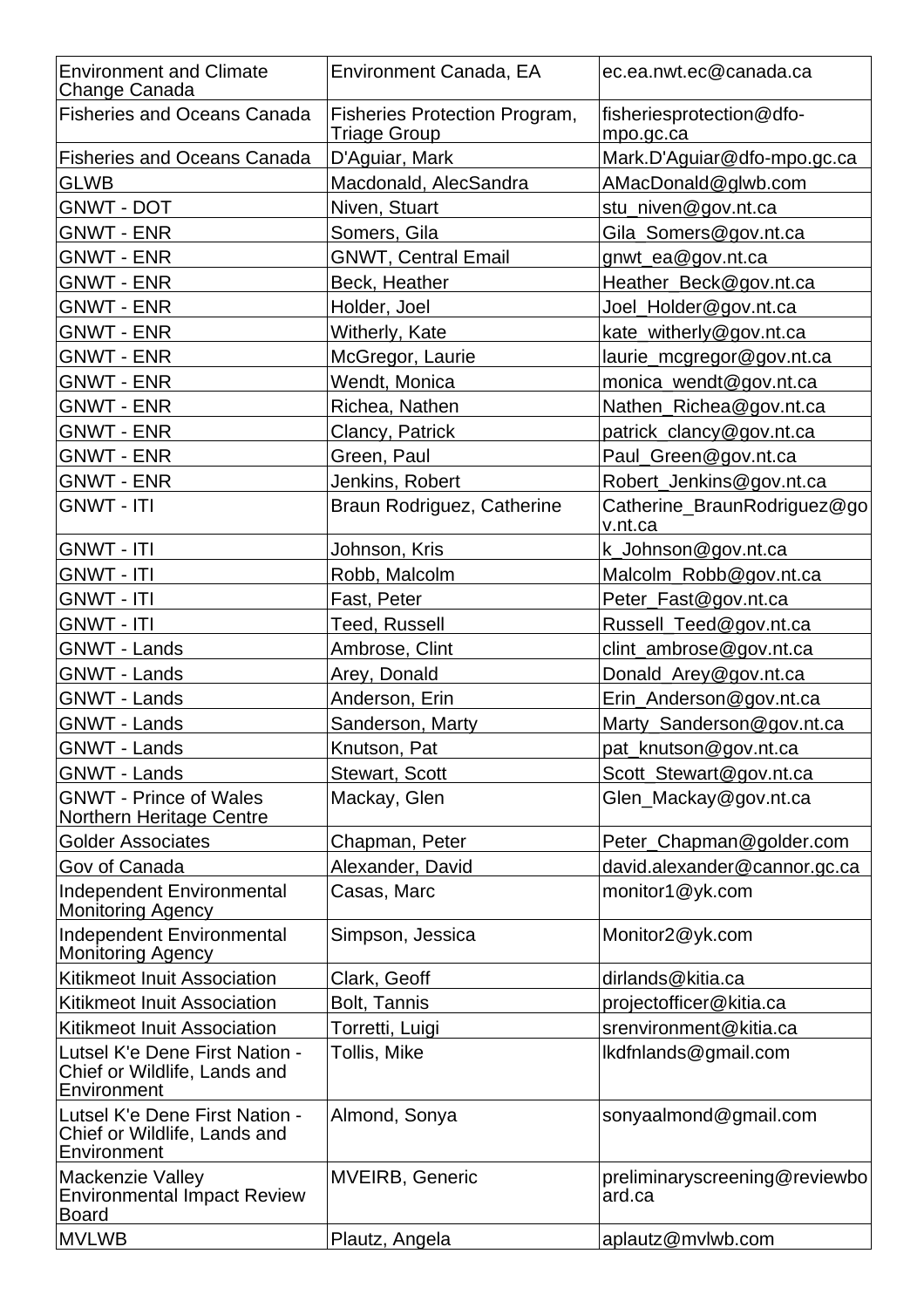| Environment and Climate Change Canada | Environment Canada, EA | ec.ea.nwt.ec@canada.ca |
|---|---|---|
| Fisheries and Oceans Canada | Fisheries Protection Program, Triage Group | fisheriesprotection@dfo-mpo.gc.ca |
| Fisheries and Oceans Canada | D'Aguiar, Mark | Mark.D'Aguiar@dfo-mpo.gc.ca |
| GLWB | Macdonald, AlecSandra | AMacDonald@glwb.com |
| GNWT - DOT | Niven, Stuart | stu_niven@gov.nt.ca |
| GNWT - ENR | Somers, Gila | Gila_Somers@gov.nt.ca |
| GNWT - ENR | GNWT, Central Email | gnwt_ea@gov.nt.ca |
| GNWT - ENR | Beck, Heather | Heather_Beck@gov.nt.ca |
| GNWT - ENR | Holder, Joel | Joel_Holder@gov.nt.ca |
| GNWT - ENR | Witherly, Kate | kate_witherly@gov.nt.ca |
| GNWT - ENR | McGregor, Laurie | laurie_mcgregor@gov.nt.ca |
| GNWT - ENR | Wendt, Monica | monica_wendt@gov.nt.ca |
| GNWT - ENR | Richea, Nathen | Nathen_Richea@gov.nt.ca |
| GNWT - ENR | Clancy, Patrick | patrick_clancy@gov.nt.ca |
| GNWT - ENR | Green, Paul | Paul_Green@gov.nt.ca |
| GNWT - ENR | Jenkins, Robert | Robert_Jenkins@gov.nt.ca |
| GNWT - ITI | Braun Rodriguez, Catherine | Catherine_BraunRodriguez@gov.nt.ca |
| GNWT - ITI | Johnson, Kris | k_Johnson@gov.nt.ca |
| GNWT - ITI | Robb, Malcolm | Malcolm_Robb@gov.nt.ca |
| GNWT - ITI | Fast, Peter | Peter_Fast@gov.nt.ca |
| GNWT - ITI | Teed, Russell | Russell_Teed@gov.nt.ca |
| GNWT - Lands | Ambrose, Clint | clint_ambrose@gov.nt.ca |
| GNWT - Lands | Arey, Donald | Donald_Arey@gov.nt.ca |
| GNWT - Lands | Anderson, Erin | Erin_Anderson@gov.nt.ca |
| GNWT - Lands | Sanderson, Marty | Marty_Sanderson@gov.nt.ca |
| GNWT - Lands | Knutson, Pat | pat_knutson@gov.nt.ca |
| GNWT - Lands | Stewart, Scott | Scott_Stewart@gov.nt.ca |
| GNWT - Prince of Wales Northern Heritage Centre | Mackay, Glen | Glen_Mackay@gov.nt.ca |
| Golder Associates | Chapman, Peter | Peter_Chapman@golder.com |
| Gov of Canada | Alexander, David | david.alexander@cannor.gc.ca |
| Independent Environmental Monitoring Agency | Casas, Marc | monitor1@yk.com |
| Independent Environmental Monitoring Agency | Simpson, Jessica | Monitor2@yk.com |
| Kitikmeot Inuit Association | Clark, Geoff | dirlands@kitia.ca |
| Kitikmeot Inuit Association | Bolt, Tannis | projectofficer@kitia.ca |
| Kitikmeot Inuit Association | Torretti, Luigi | srenvironment@kitia.ca |
| Lutsel K'e Dene First Nation - Chief or Wildlife, Lands and Environment | Tollis, Mike | lkdfnlands@gmail.com |
| Lutsel K'e Dene First Nation - Chief or Wildlife, Lands and Environment | Almond, Sonya | sonyaalmond@gmail.com |
| Mackenzie Valley Environmental Impact Review Board | MVEIRB, Generic | preliminaryscreening@reviewboard.ca |
| MVLWB | Plautz, Angela | aplautz@mvlwb.com |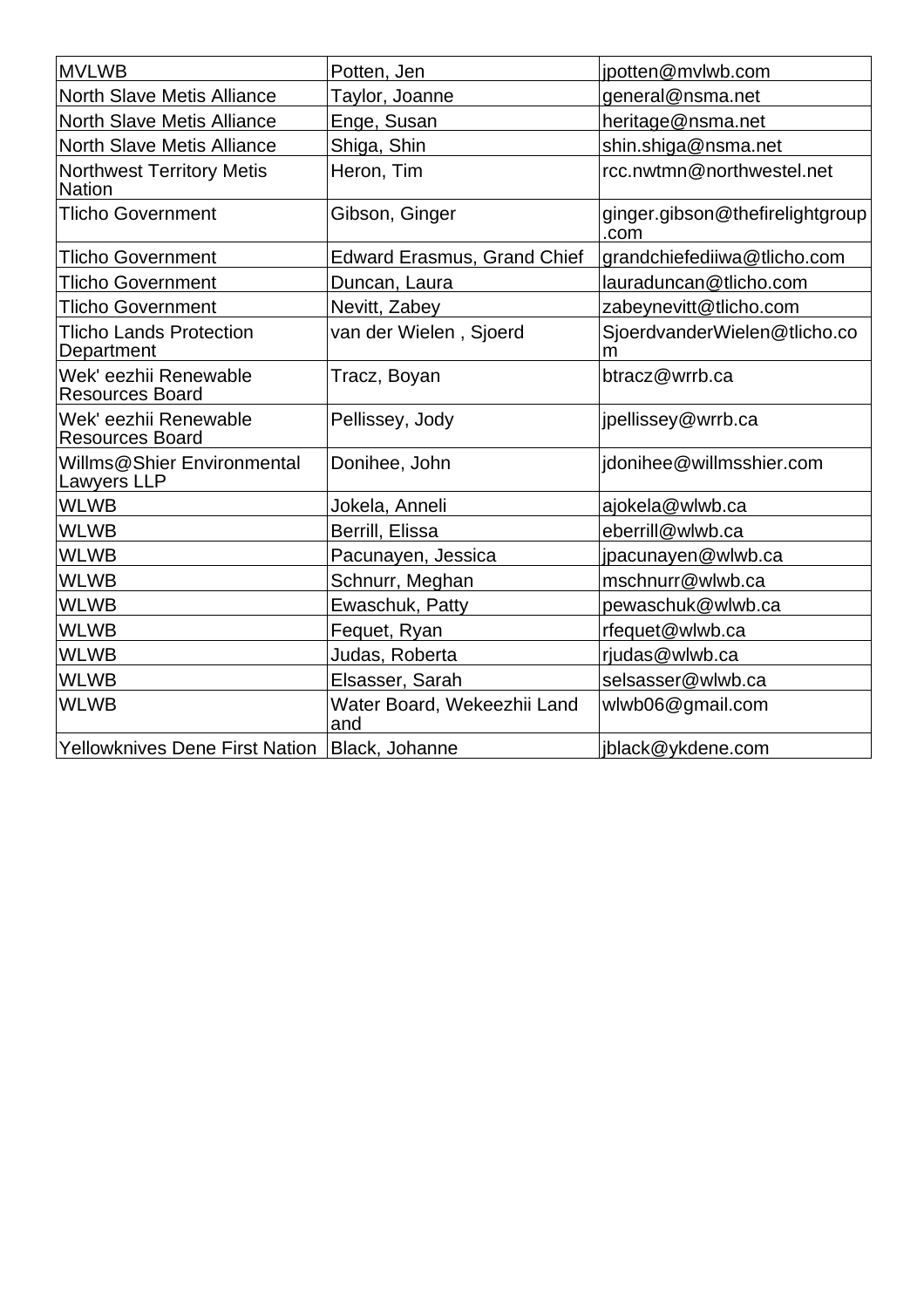| | | |
|---|---|---|
| MVLWB | Potten, Jen | jpotten@mvlwb.com |
| North Slave Metis Alliance | Taylor, Joanne | general@nsma.net |
| North Slave Metis Alliance | Enge, Susan | heritage@nsma.net |
| North Slave Metis Alliance | Shiga, Shin | shin.shiga@nsma.net |
| Northwest Territory Metis Nation | Heron, Tim | rcc.nwtmn@northwestel.net |
| Tlicho Government | Gibson, Ginger | ginger.gibson@thefirelightgroup.com |
| Tlicho Government | Edward Erasmus, Grand Chief | grandchiefediiwa@tlicho.com |
| Tlicho Government | Duncan, Laura | lauraduncan@tlicho.com |
| Tlicho Government | Nevitt, Zabey | zabeynevitt@tlicho.com |
| Tlicho Lands Protection Department | van der Wielen , Sjoerd | SjoerdvanderWielen@tlicho.com |
| Wek' eezhii Renewable Resources Board | Tracz, Boyan | btracz@wrrb.ca |
| Wek' eezhii Renewable Resources Board | Pellissey, Jody | jpellissey@wrrb.ca |
| Willms@Shier Environmental Lawyers LLP | Donihee, John | jdonihee@willmsshier.com |
| WLWB | Jokela, Anneli | ajokela@wlwb.ca |
| WLWB | Berrill, Elissa | eberrill@wlwb.ca |
| WLWB | Pacunayen, Jessica | jpacunayen@wlwb.ca |
| WLWB | Schnurr, Meghan | mschnurr@wlwb.ca |
| WLWB | Ewaschuk, Patty | pewaschuk@wlwb.ca |
| WLWB | Fequet, Ryan | rfequet@wlwb.ca |
| WLWB | Judas, Roberta | rjudas@wlwb.ca |
| WLWB | Elsasser, Sarah | selsasser@wlwb.ca |
| WLWB | Water Board, Wekeezhii Land and | wlwb06@gmail.com |
| Yellowknives Dene First Nation | Black, Johanne | jblack@ykdene.com |